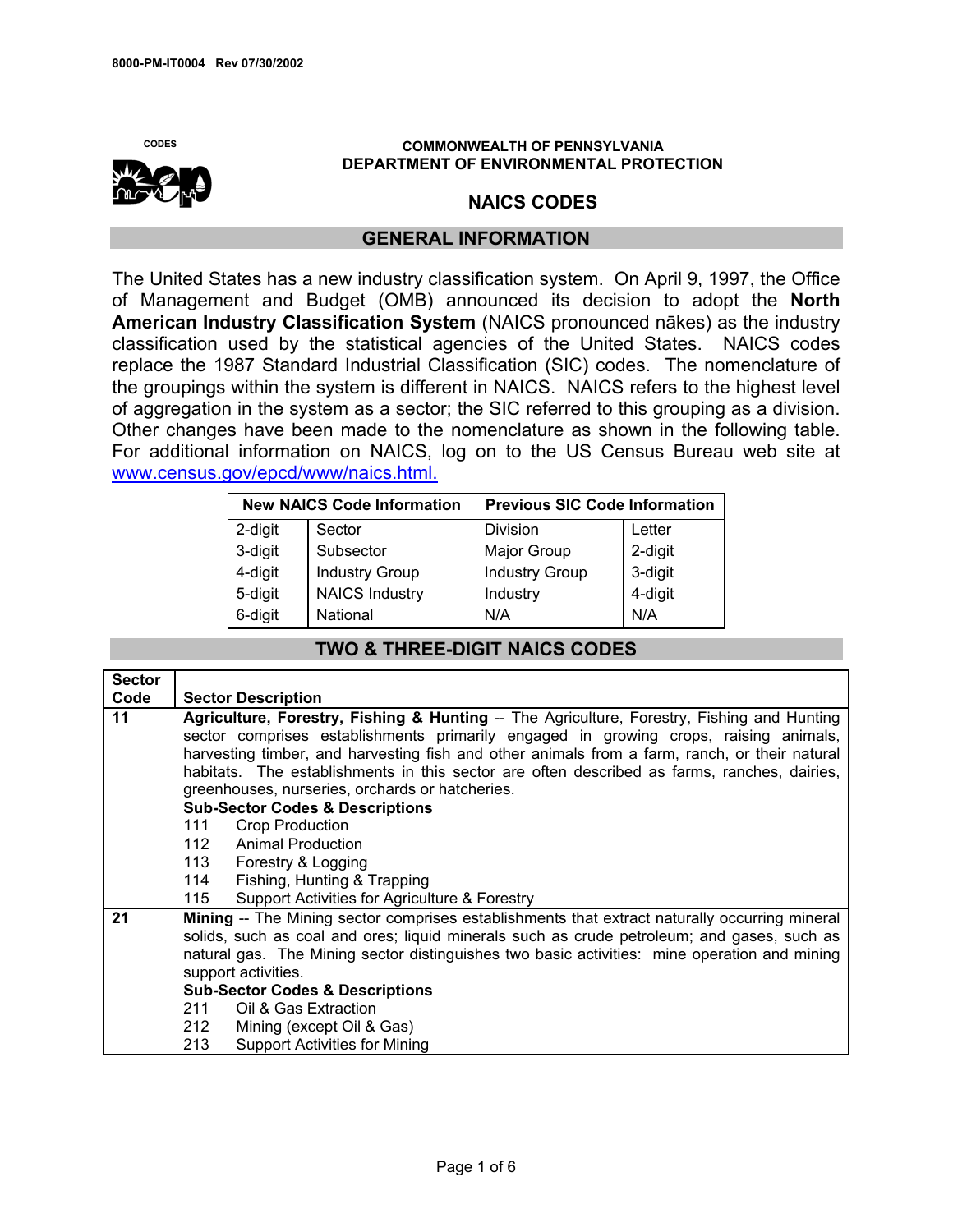8000-PM-IT0004 Rev 07/30/2002

CODES

**COMMONWEALTH OF PENNSYLVANIA**
**DEPARTMENT OF ENVIRONMENTAL PROTECTION**

# NAICS CODES

## GENERAL INFORMATION

The United States has a new industry classification system. On April 9, 1997, the Office of Management and Budget (OMB) announced its decision to adopt the **North American Industry Classification System** (NAICS pronounced nākes) as the industry classification used by the statistical agencies of the United States. NAICS codes replace the 1987 Standard Industrial Classification (SIC) codes. The nomenclature of the groupings within the system is different in NAICS. NAICS refers to the highest level of aggregation in the system as a sector; the SIC referred to this grouping as a division. Other changes have been made to the nomenclature as shown in the following table. For additional information on NAICS, log on to the US Census Bureau web site at www.census.gov/epcd/www/naics.html.

| New NAICS Code Information | | Previous SIC Code Information | |
|---|---|---|---|
| 2-digit | Sector | Division | Letter |
| 3-digit | Subsector | Major Group | 2-digit |
| 4-digit | Industry Group | Industry Group | 3-digit |
| 5-digit | NAICS Industry | Industry | 4-digit |
| 6-digit | National | N/A | N/A |

## TWO & THREE-DIGIT NAICS CODES

| Sector Code | Sector Description |
|---|---|
| **11** | **Agriculture, Forestry, Fishing & Hunting** -- The Agriculture, Forestry, Fishing and Hunting sector comprises establishments primarily engaged in growing crops, raising animals, harvesting timber, and harvesting fish and other animals from a farm, ranch, or their natural habitats. The establishments in this sector are often described as farms, ranches, dairies, greenhouses, nurseries, orchards or hatcheries.<br>**Sub-Sector Codes & Descriptions**<br>111 Crop Production<br>112 Animal Production<br>113 Forestry & Logging<br>114 Fishing, Hunting & Trapping<br>115 Support Activities for Agriculture & Forestry |
| **21** | **Mining** -- The Mining sector comprises establishments that extract naturally occurring mineral solids, such as coal and ores; liquid minerals such as crude petroleum; and gases, such as natural gas. The Mining sector distinguishes two basic activities: mine operation and mining support activities.<br>**Sub-Sector Codes & Descriptions**<br>211 Oil & Gas Extraction<br>212 Mining (except Oil & Gas)<br>213 Support Activities for Mining |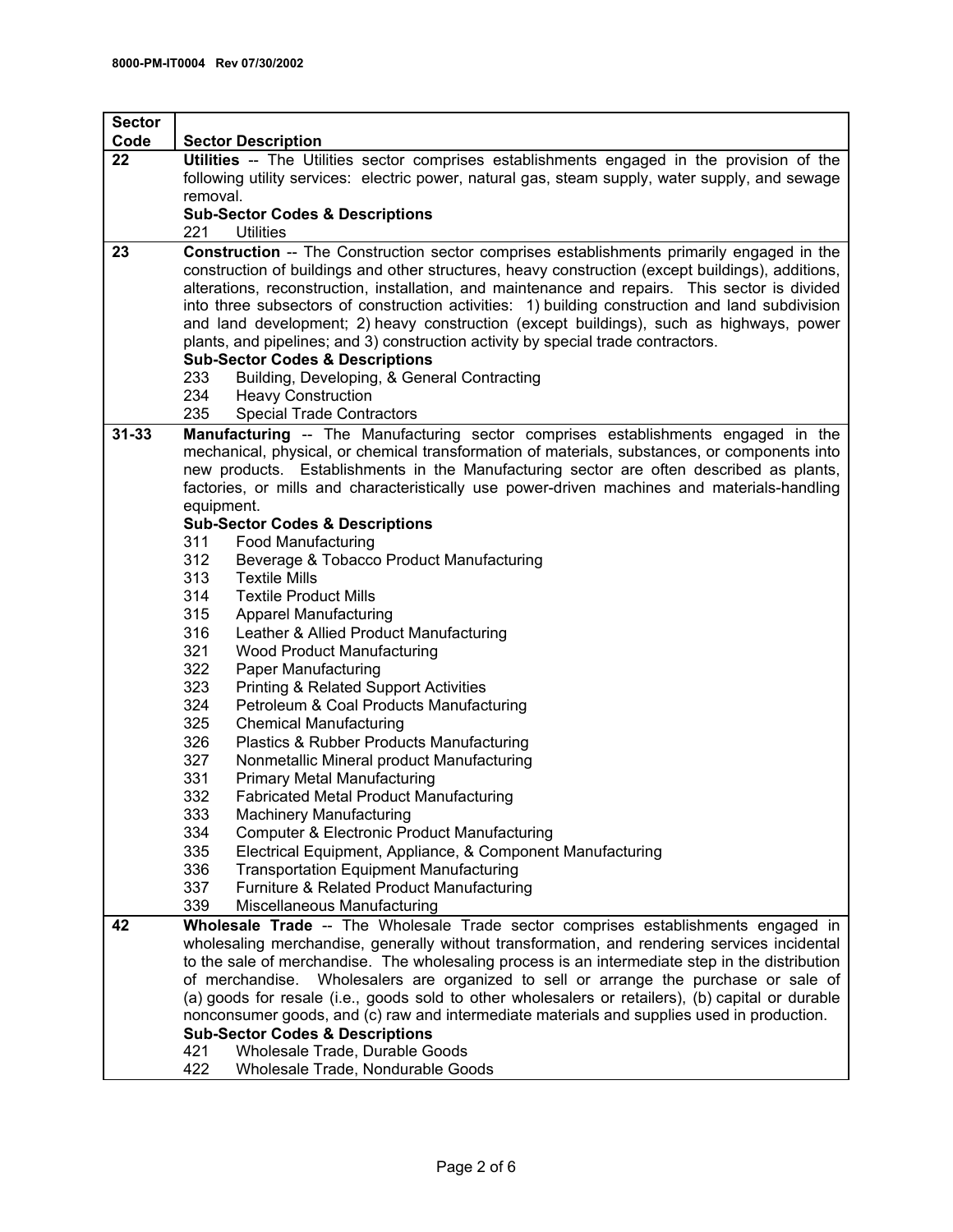| Sector Code | Sector Description |
| --- | --- |
| 22 | **Utilities** -- The Utilities sector comprises establishments engaged in the provision of the following utility services: electric power, natural gas, steam supply, water supply, and sewage removal.<br>**Sub-Sector Codes & Descriptions**<br>221 Utilities |
| 23 | **Construction** -- The Construction sector comprises establishments primarily engaged in the construction of buildings and other structures, heavy construction (except buildings), additions, alterations, reconstruction, installation, and maintenance and repairs. This sector is divided into three subsectors of construction activities: 1) building construction and land subdivision and land development; 2) heavy construction (except buildings), such as highways, power plants, and pipelines; and 3) construction activity by special trade contractors.<br>**Sub-Sector Codes & Descriptions**<br>233 Building, Developing, & General Contracting<br>234 Heavy Construction<br>235 Special Trade Contractors |
| 31-33 | **Manufacturing** -- The Manufacturing sector comprises establishments engaged in the mechanical, physical, or chemical transformation of materials, substances, or components into new products. Establishments in the Manufacturing sector are often described as plants, factories, or mills and characteristically use power-driven machines and materials-handling equipment.<br>**Sub-Sector Codes & Descriptions**<br>311 Food Manufacturing<br>312 Beverage & Tobacco Product Manufacturing<br>313 Textile Mills<br>314 Textile Product Mills<br>315 Apparel Manufacturing<br>316 Leather & Allied Product Manufacturing<br>321 Wood Product Manufacturing<br>322 Paper Manufacturing<br>323 Printing & Related Support Activities<br>324 Petroleum & Coal Products Manufacturing<br>325 Chemical Manufacturing<br>326 Plastics & Rubber Products Manufacturing<br>327 Nonmetallic Mineral product Manufacturing<br>331 Primary Metal Manufacturing<br>332 Fabricated Metal Product Manufacturing<br>333 Machinery Manufacturing<br>334 Computer & Electronic Product Manufacturing<br>335 Electrical Equipment, Appliance, & Component Manufacturing<br>336 Transportation Equipment Manufacturing<br>337 Furniture & Related Product Manufacturing<br>339 Miscellaneous Manufacturing |
| 42 | **Wholesale Trade** -- The Wholesale Trade sector comprises establishments engaged in wholesaling merchandise, generally without transformation, and rendering services incidental to the sale of merchandise. The wholesaling process is an intermediate step in the distribution of merchandise. Wholesalers are organized to sell or arrange the purchase or sale of (a) goods for resale (i.e., goods sold to other wholesalers or retailers), (b) capital or durable nonconsumer goods, and (c) raw and intermediate materials and supplies used in production.<br>**Sub-Sector Codes & Descriptions**<br>421 Wholesale Trade, Durable Goods<br>422 Wholesale Trade, Nondurable Goods |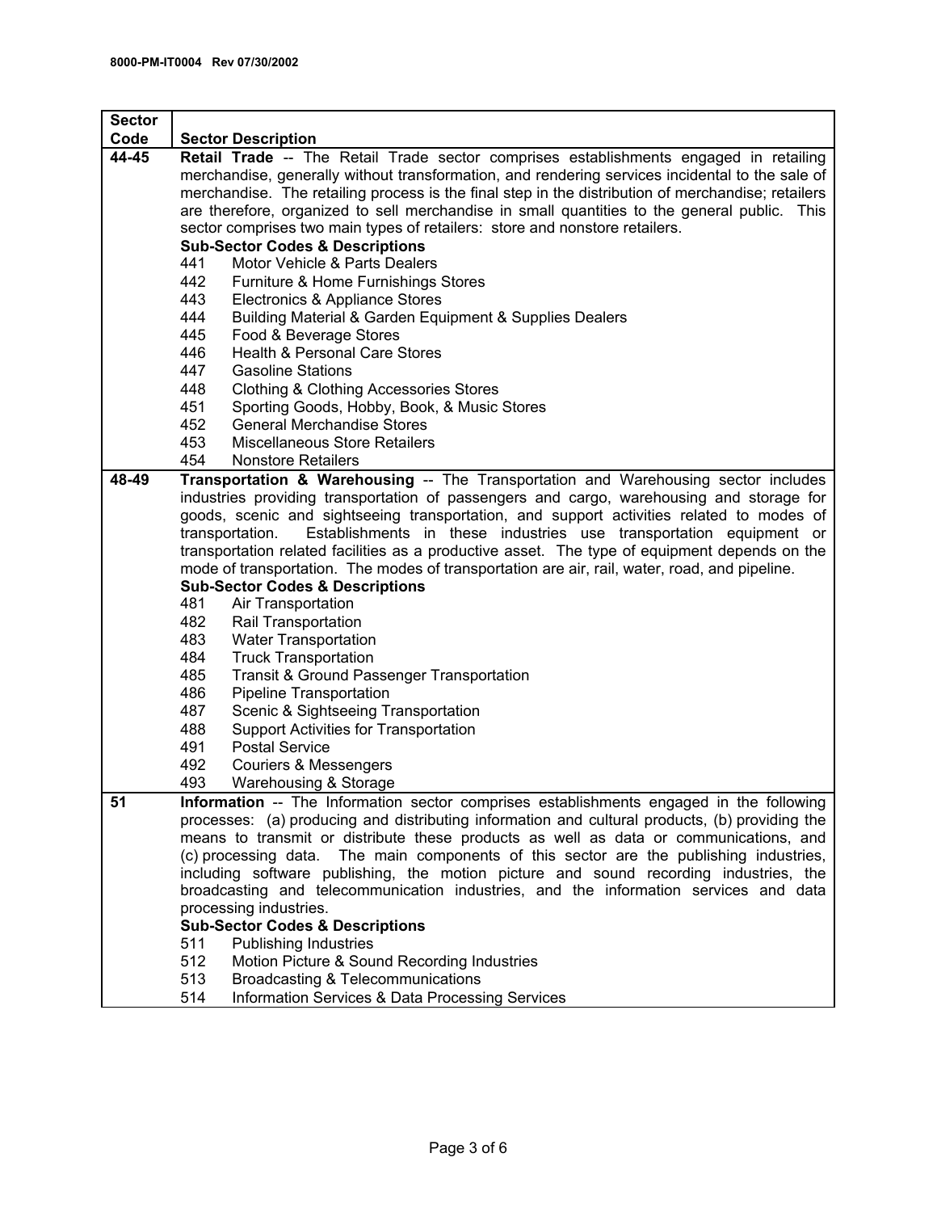| Sector Code | Sector Description |
|---|---|
| 44-45 | **Retail Trade** -- The Retail Trade sector comprises establishments engaged in retailing merchandise, generally without transformation, and rendering services incidental to the sale of merchandise. The retailing process is the final step in the distribution of merchandise; retailers are therefore, organized to sell merchandise in small quantities to the general public. This sector comprises two main types of retailers: store and nonstore retailers.<br>**Sub-Sector Codes & Descriptions**<br>441 Motor Vehicle & Parts Dealers<br>442 Furniture & Home Furnishings Stores<br>443 Electronics & Appliance Stores<br>444 Building Material & Garden Equipment & Supplies Dealers<br>445 Food & Beverage Stores<br>446 Health & Personal Care Stores<br>447 Gasoline Stations<br>448 Clothing & Clothing Accessories Stores<br>451 Sporting Goods, Hobby, Book, & Music Stores<br>452 General Merchandise Stores<br>453 Miscellaneous Store Retailers<br>454 Nonstore Retailers |
| 48-49 | **Transportation & Warehousing** -- The Transportation and Warehousing sector includes industries providing transportation of passengers and cargo, warehousing and storage for goods, scenic and sightseeing transportation, and support activities related to modes of transportation. Establishments in these industries use transportation equipment or transportation related facilities as a productive asset. The type of equipment depends on the mode of transportation. The modes of transportation are air, rail, water, road, and pipeline.<br>**Sub-Sector Codes & Descriptions**<br>481 Air Transportation<br>482 Rail Transportation<br>483 Water Transportation<br>484 Truck Transportation<br>485 Transit & Ground Passenger Transportation<br>486 Pipeline Transportation<br>487 Scenic & Sightseeing Transportation<br>488 Support Activities for Transportation<br>491 Postal Service<br>492 Couriers & Messengers<br>493 Warehousing & Storage |
| 51 | **Information** -- The Information sector comprises establishments engaged in the following processes: (a) producing and distributing information and cultural products, (b) providing the means to transmit or distribute these products as well as data or communications, and (c) processing data. The main components of this sector are the publishing industries, including software publishing, the motion picture and sound recording industries, the broadcasting and telecommunication industries, and the information services and data processing industries.<br>**Sub-Sector Codes & Descriptions**<br>511 Publishing Industries<br>512 Motion Picture & Sound Recording Industries<br>513 Broadcasting & Telecommunications<br>514 Information Services & Data Processing Services |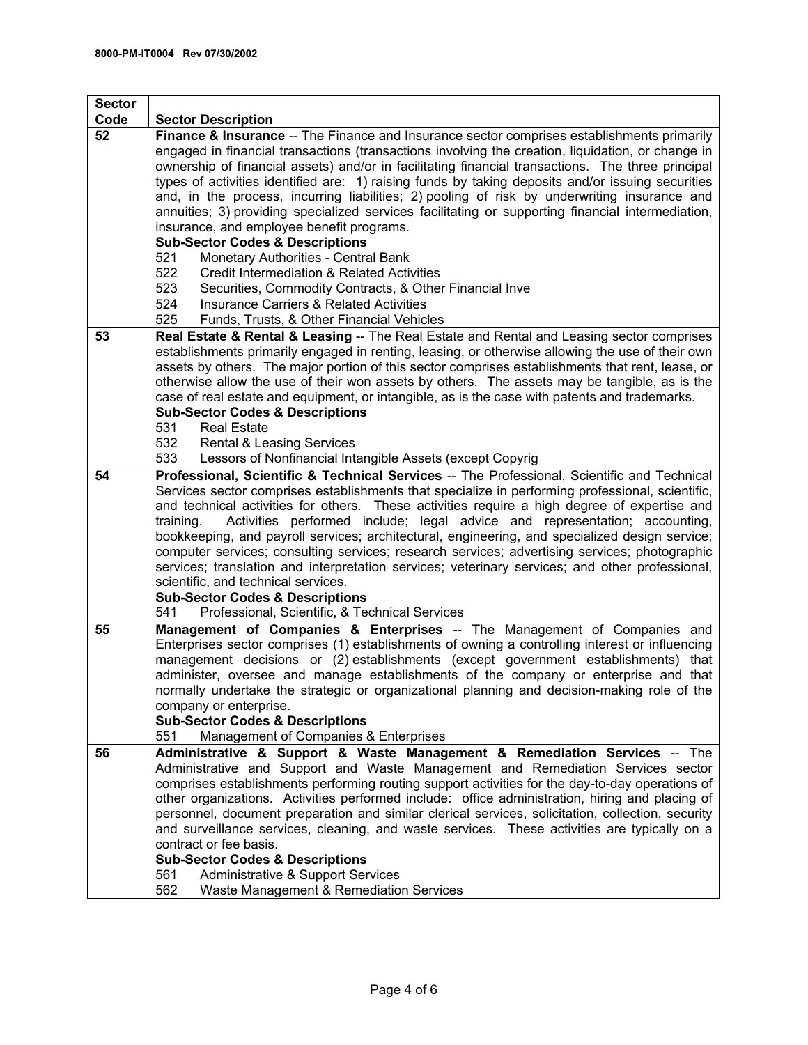| Sector Code | Sector Description |
|---|---|
| 52 | **Finance & Insurance** -- The Finance and Insurance sector comprises establishments primarily engaged in financial transactions (transactions involving the creation, liquidation, or change in ownership of financial assets) and/or in facilitating financial transactions. The three principal types of activities identified are: 1) raising funds by taking deposits and/or issuing securities and, in the process, incurring liabilities; 2) pooling of risk by underwriting insurance and annuities; 3) providing specialized services facilitating or supporting financial intermediation, insurance, and employee benefit programs.<br>**Sub-Sector Codes & Descriptions**<br>521 Monetary Authorities - Central Bank<br>522 Credit Intermediation & Related Activities<br>523 Securities, Commodity Contracts, & Other Financial Inve<br>524 Insurance Carriers & Related Activities<br>525 Funds, Trusts, & Other Financial Vehicles |
| 53 | **Real Estate & Rental & Leasing** -- The Real Estate and Rental and Leasing sector comprises establishments primarily engaged in renting, leasing, or otherwise allowing the use of their own assets by others. The major portion of this sector comprises establishments that rent, lease, or otherwise allow the use of their won assets by others. The assets may be tangible, as is the case of real estate and equipment, or intangible, as is the case with patents and trademarks.<br>**Sub-Sector Codes & Descriptions**<br>531 Real Estate<br>532 Rental & Leasing Services<br>533 Lessors of Nonfinancial Intangible Assets (except Copyrig |
| 54 | **Professional, Scientific & Technical Services** -- The Professional, Scientific and Technical Services sector comprises establishments that specialize in performing professional, scientific, and technical activities for others. These activities require a high degree of expertise and training. Activities performed include; legal advice and representation; accounting, bookkeeping, and payroll services; architectural, engineering, and specialized design service; computer services; consulting services; research services; advertising services; photographic services; translation and interpretation services; veterinary services; and other professional, scientific, and technical services.<br>**Sub-Sector Codes & Descriptions**<br>541 Professional, Scientific, & Technical Services |
| 55 | **Management of Companies & Enterprises** -- The Management of Companies and Enterprises sector comprises (1) establishments of owning a controlling interest or influencing management decisions or (2) establishments (except government establishments) that administer, oversee and manage establishments of the company or enterprise and that normally undertake the strategic or organizational planning and decision-making role of the company or enterprise.<br>**Sub-Sector Codes & Descriptions**<br>551 Management of Companies & Enterprises |
| 56 | **Administrative & Support & Waste Management & Remediation Services** -- The Administrative and Support and Waste Management and Remediation Services sector comprises establishments performing routing support activities for the day-to-day operations of other organizations. Activities performed include: office administration, hiring and placing of personnel, document preparation and similar clerical services, solicitation, collection, security and surveillance services, cleaning, and waste services. These activities are typically on a contract or fee basis.<br>**Sub-Sector Codes & Descriptions**<br>561 Administrative & Support Services<br>562 Waste Management & Remediation Services |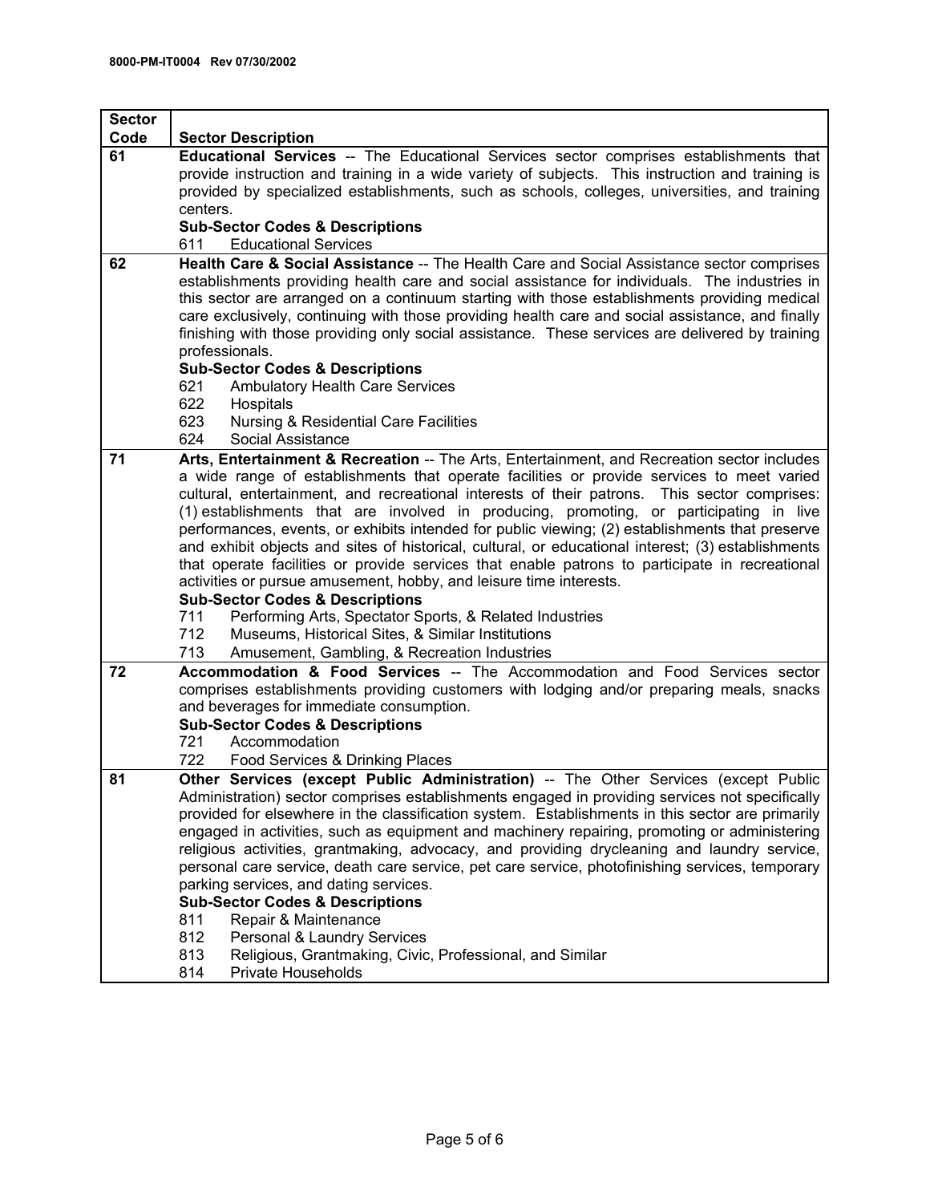| Sector Code | Sector Description |
|---|---|
| 61 | **Educational Services** -- The Educational Services sector comprises establishments that provide instruction and training in a wide variety of subjects. This instruction and training is provided by specialized establishments, such as schools, colleges, universities, and training centers.<br>**Sub-Sector Codes & Descriptions**<br>611 Educational Services |
| 62 | **Health Care & Social Assistance** -- The Health Care and Social Assistance sector comprises establishments providing health care and social assistance for individuals. The industries in this sector are arranged on a continuum starting with those establishments providing medical care exclusively, continuing with those providing health care and social assistance, and finally finishing with those providing only social assistance. These services are delivered by training professionals.<br>**Sub-Sector Codes & Descriptions**<br>621 Ambulatory Health Care Services<br>622 Hospitals<br>623 Nursing & Residential Care Facilities<br>624 Social Assistance |
| 71 | **Arts, Entertainment & Recreation** -- The Arts, Entertainment, and Recreation sector includes a wide range of establishments that operate facilities or provide services to meet varied cultural, entertainment, and recreational interests of their patrons. This sector comprises: (1) establishments that are involved in producing, promoting, or participating in live performances, events, or exhibits intended for public viewing; (2) establishments that preserve and exhibit objects and sites of historical, cultural, or educational interest; (3) establishments that operate facilities or provide services that enable patrons to participate in recreational activities or pursue amusement, hobby, and leisure time interests.<br>**Sub-Sector Codes & Descriptions**<br>711 Performing Arts, Spectator Sports, & Related Industries<br>712 Museums, Historical Sites, & Similar Institutions<br>713 Amusement, Gambling, & Recreation Industries |
| 72 | **Accommodation & Food Services** -- The Accommodation and Food Services sector comprises establishments providing customers with lodging and/or preparing meals, snacks and beverages for immediate consumption.<br>**Sub-Sector Codes & Descriptions**<br>721 Accommodation<br>722 Food Services & Drinking Places |
| 81 | **Other Services (except Public Administration)** -- The Other Services (except Public Administration) sector comprises establishments engaged in providing services not specifically provided for elsewhere in the classification system. Establishments in this sector are primarily engaged in activities, such as equipment and machinery repairing, promoting or administering religious activities, grantmaking, advocacy, and providing drycleaning and laundry service, personal care service, death care service, pet care service, photofinishing services, temporary parking services, and dating services.<br>**Sub-Sector Codes & Descriptions**<br>811 Repair & Maintenance<br>812 Personal & Laundry Services<br>813 Religious, Grantmaking, Civic, Professional, and Similar<br>814 Private Households |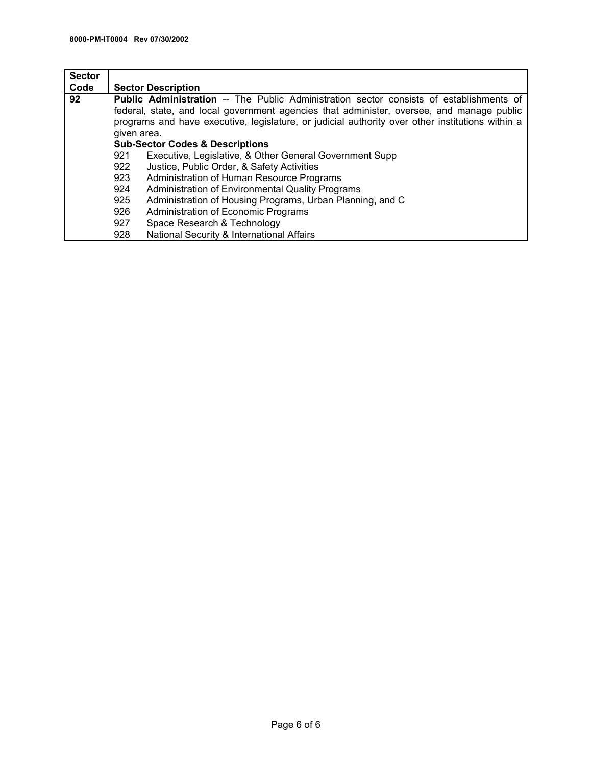| Sector Code | Sector Description |
| --- | --- |
| 92 | **Public Administration** -- The Public Administration sector consists of establishments of federal, state, and local government agencies that administer, oversee, and manage public programs and have executive, legislature, or judicial authority over other institutions within a given area.<br>**Sub-Sector Codes & Descriptions**<br>921 Executive, Legislative, & Other General Government Supp<br>922 Justice, Public Order, & Safety Activities<br>923 Administration of Human Resource Programs<br>924 Administration of Environmental Quality Programs<br>925 Administration of Housing Programs, Urban Planning, and C<br>926 Administration of Economic Programs<br>927 Space Research & Technology<br>928 National Security & International Affairs |